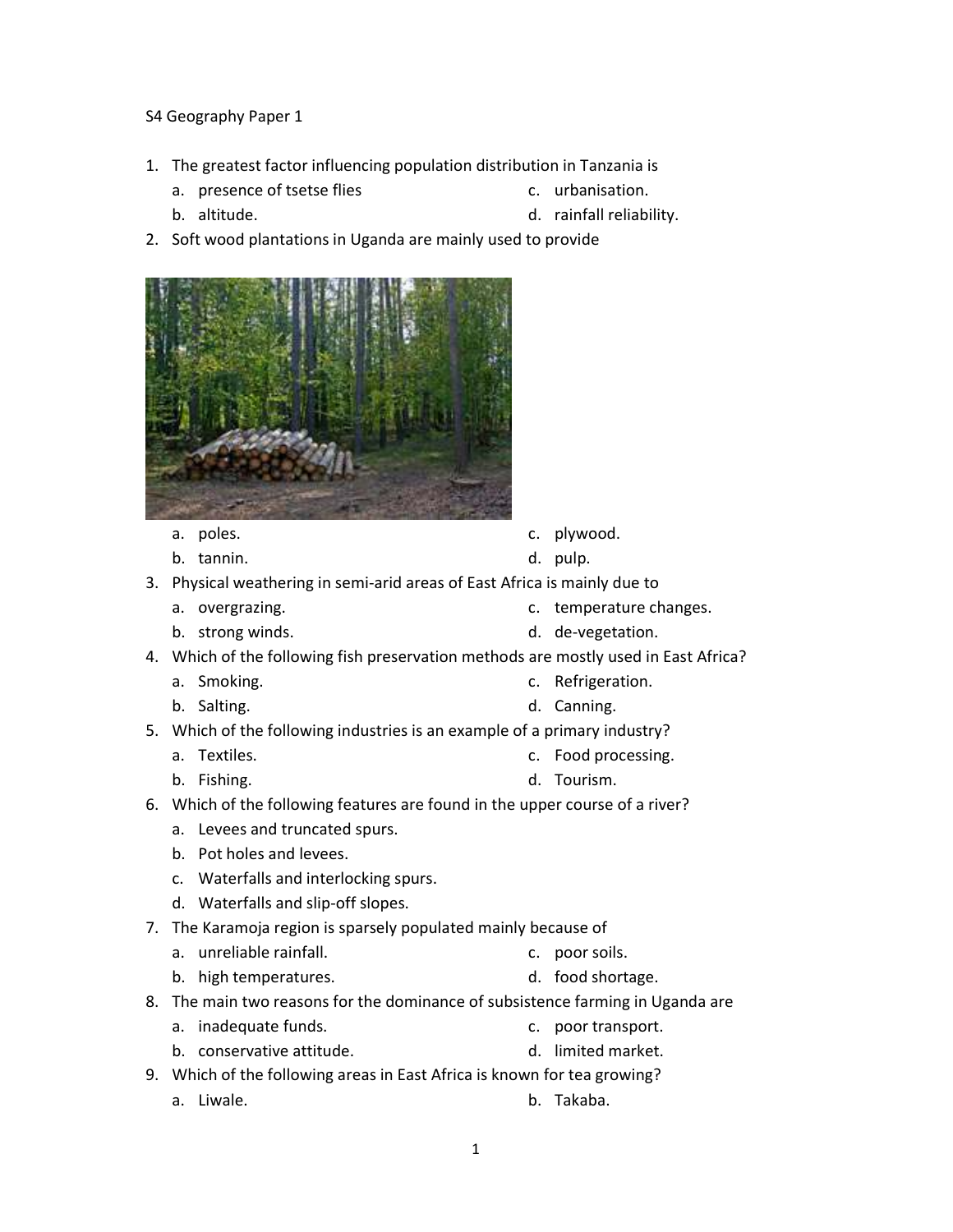S4 Geography Paper 1

1. The greatest factor influencing population distribution in Tanzania is
   a. presence of tsetse flies
   b. altitude.
   c. urbanisation.
   d. rainfall reliability.
2. Soft wood plantations in Uganda are mainly used to provide
   a. poles.
   b. tannin.
   c. plywood.
   d. pulp.
3. Physical weathering in semi-arid areas of East Africa is mainly due to
   a. overgrazing.
   b. strong winds.
   c. temperature changes.
   d. de-vegetation.
4. Which of the following fish preservation methods are mostly used in East Africa?
   a. Smoking.
   b. Salting.
   c. Refrigeration.
   d. Canning.
5. Which of the following industries is an example of a primary industry?
   a. Textiles.
   b. Fishing.
   c. Food processing.
   d. Tourism.
6. Which of the following features are found in the upper course of a river?
   a. Levees and truncated spurs.
   b. Pot holes and levees.
   c. Waterfalls and interlocking spurs.
   d. Waterfalls and slip-off slopes.
7. The Karamoja region is sparsely populated mainly because of
   a. unreliable rainfall.
   b. high temperatures.
   c. poor soils.
   d. food shortage.
8. The main two reasons for the dominance of subsistence farming in Uganda are
   a. inadequate funds.
   b. conservative attitude.
   c. poor transport.
   d. limited market.
9. Which of the following areas in East Africa is known for tea growing?
   a. Liwale.
   b. Takaba.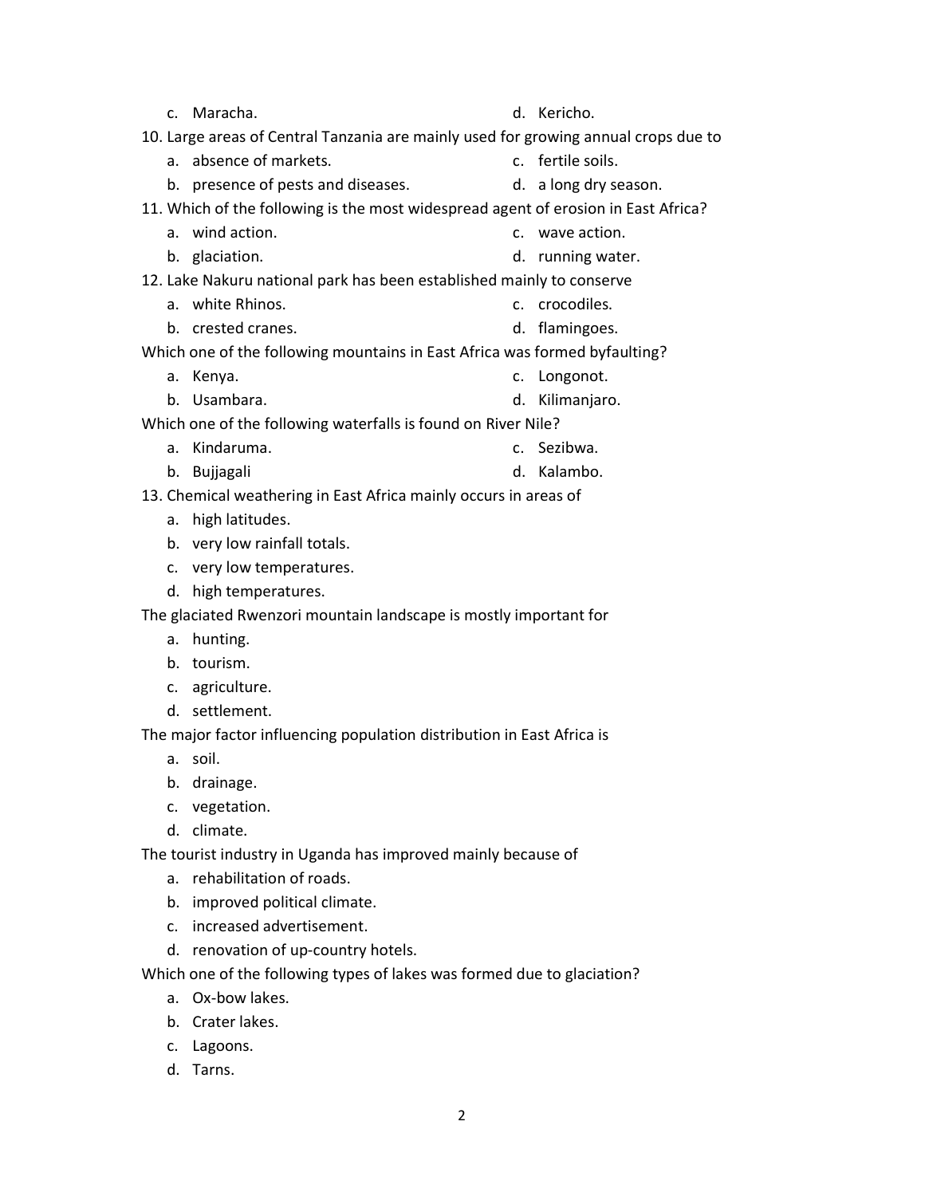c. Maracha.

d. Kericho.

10. Large areas of Central Tanzania are mainly used for growing annual crops due to
    - a. absence of markets.
    - b. presence of pests and diseases.
    - c. fertile soils.
    - d. a long dry season.

11. Which of the following is the most widespread agent of erosion in East Africa?
    - a. wind action.
    - b. glaciation.
    - c. wave action.
    - d. running water.

12. Lake Nakuru national park has been established mainly to conserve
    - a. white Rhinos.
    - b. crested cranes.
    - c. crocodiles.
    - d. flamingoes.

Which one of the following mountains in East Africa was formed byfaulting?

- a. Kenya.
- b. Usambara.
- c. Longonot.
- d. Kilimanjaro.

Which one of the following waterfalls is found on River Nile?

- a. Kindaruma.
- b. Bujjagali
- c. Sezibwa.
- d. Kalambo.

13. Chemical weathering in East Africa mainly occurs in areas of
    - a. high latitudes.
    - b. very low rainfall totals.
    - c. very low temperatures.
    - d. high temperatures.

The glaciated Rwenzori mountain landscape is mostly important for

- a. hunting.
- b. tourism.
- c. agriculture.
- d. settlement.

The major factor influencing population distribution in East Africa is

- a. soil.
- b. drainage.
- c. vegetation.
- d. climate.

The tourist industry in Uganda has improved mainly because of

- a. rehabilitation of roads.
- b. improved political climate.
- c. increased advertisement.
- d. renovation of up-country hotels.

Which one of the following types of lakes was formed due to glaciation?

- a. Ox-bow lakes.
- b. Crater lakes.
- c. Lagoons.
- d. Tarns.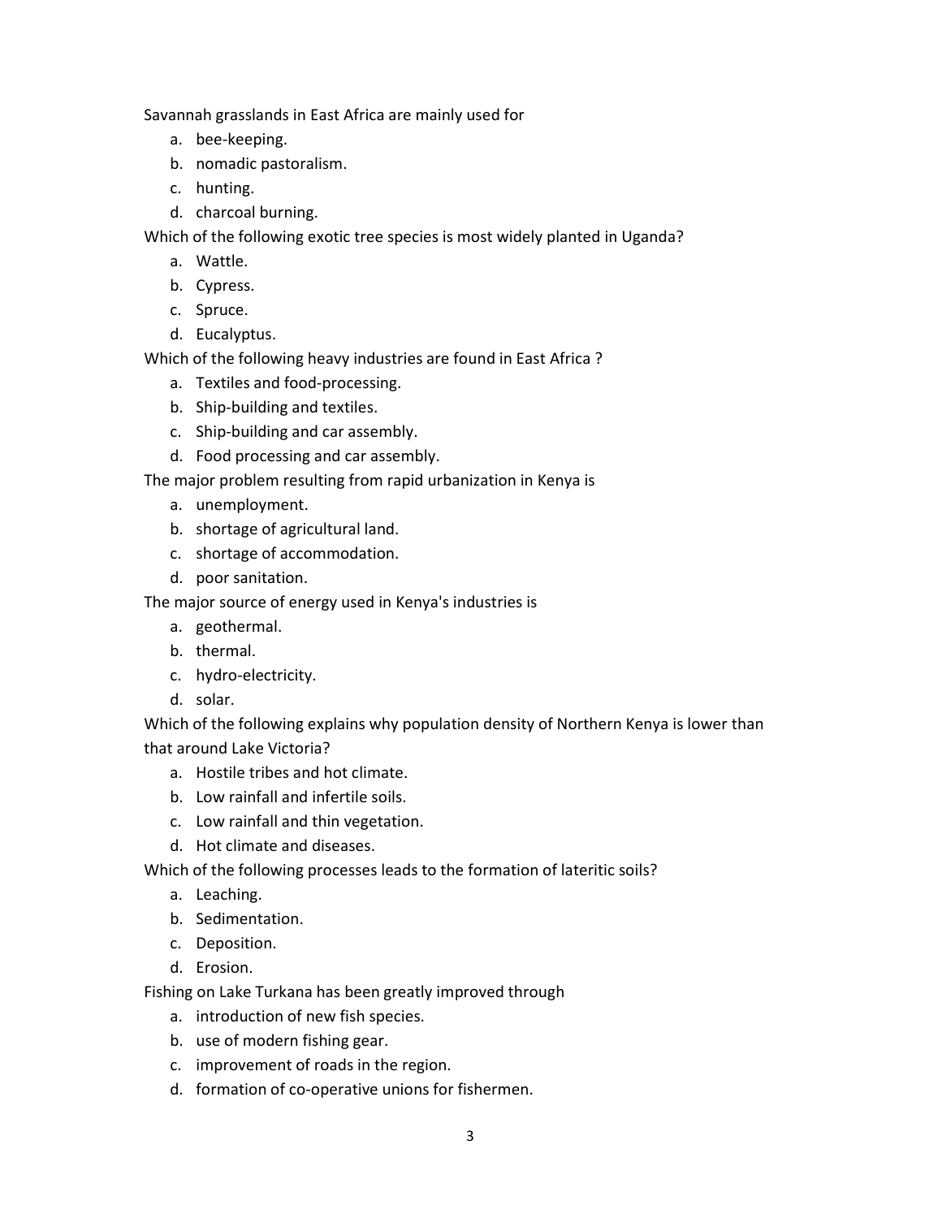Savannah grasslands in East Africa are mainly used for

a. bee-keeping.
b. nomadic pastoralism.
c. hunting.
d. charcoal burning.

Which of the following exotic tree species is most widely planted in Uganda?

a. Wattle.
b. Cypress.
c. Spruce.
d. Eucalyptus.

Which of the following heavy industries are found in East Africa ?

a. Textiles and food-processing.
b. Ship-building and textiles.
c. Ship-building and car assembly.
d. Food processing and car assembly.

The major problem resulting from rapid urbanization in Kenya is

a. unemployment.
b. shortage of agricultural land.
c. shortage of accommodation.
d. poor sanitation.

The major source of energy used in Kenya's industries is

a. geothermal.
b. thermal.
c. hydro-electricity.
d. solar.

Which of the following explains why population density of Northern Kenya is lower than that around Lake Victoria?

a. Hostile tribes and hot climate.
b. Low rainfall and infertile soils.
c. Low rainfall and thin vegetation.
d. Hot climate and diseases.

Which of the following processes leads to the formation of lateritic soils?

a. Leaching.
b. Sedimentation.
c. Deposition.
d. Erosion.

Fishing on Lake Turkana has been greatly improved through

a. introduction of new fish species.
b. use of modern fishing gear.
c. improvement of roads in the region.
d. formation of co-operative unions for fishermen.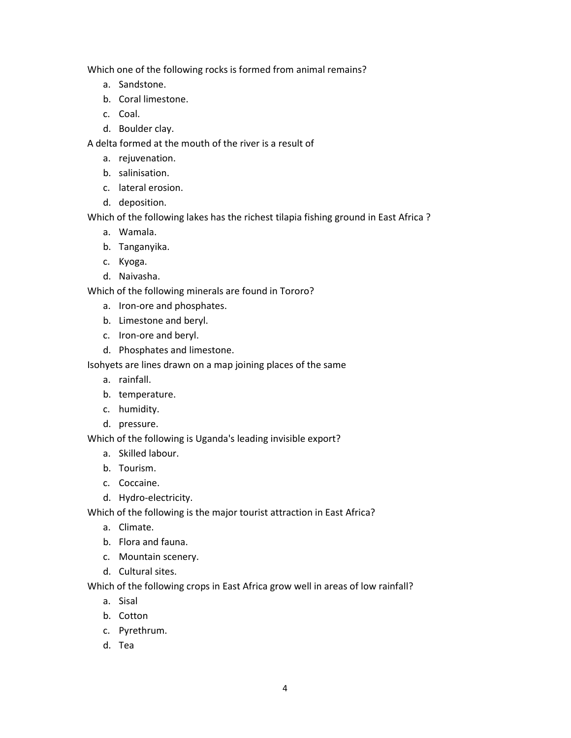Which one of the following rocks is formed from animal remains?

a. Sandstone.
b. Coral limestone.
c. Coal.
d. Boulder clay.

A delta formed at the mouth of the river is a result of

a. rejuvenation.
b. salinisation.
c. lateral erosion.
d. deposition.

Which of the following lakes has the richest tilapia fishing ground in East Africa ?

a. Wamala.
b. Tanganyika.
c. Kyoga.
d. Naivasha.

Which of the following minerals are found in Tororo?

a. Iron-ore and phosphates.
b. Limestone and beryl.
c. Iron-ore and beryl.
d. Phosphates and limestone.

Isohyets are lines drawn on a map joining places of the same

a. rainfall.
b. temperature.
c. humidity.
d. pressure.

Which of the following is Uganda's leading invisible export?

a. Skilled labour.
b. Tourism.
c. Coccaine.
d. Hydro-electricity.

Which of the following is the major tourist attraction in East Africa?

a. Climate.
b. Flora and fauna.
c. Mountain scenery.
d. Cultural sites.

Which of the following crops in East Africa grow well in areas of low rainfall?

a. Sisal
b. Cotton
c. Pyrethrum.
d. Tea